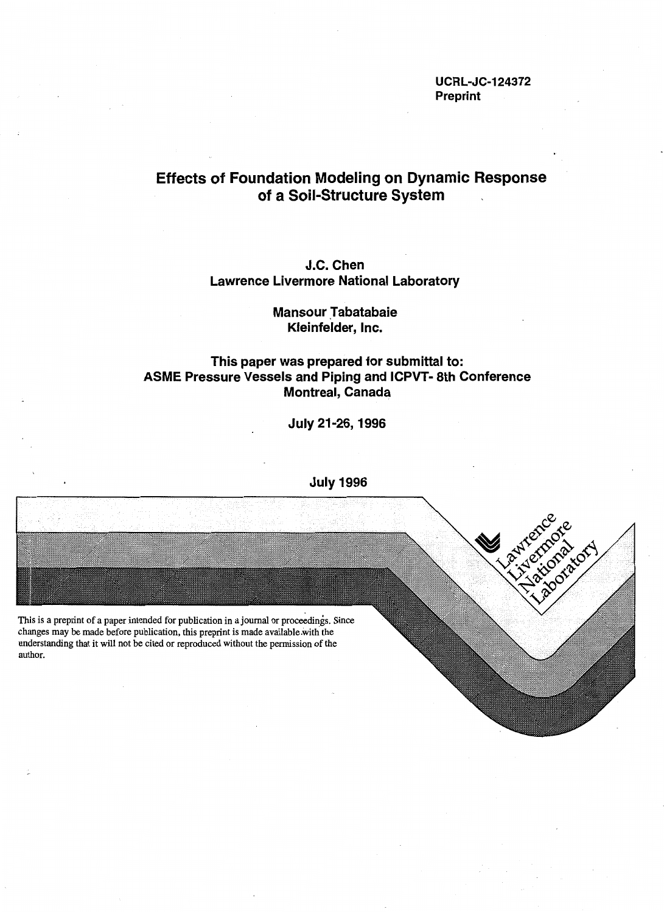UCRL-JC-124372
Preprint

# Effects of Foundation Modeling on Dynamic Response of a Soil-Structure System

**J.C. Chen**
**Lawrence Livermore National Laboratory**

**Mansour Tabatabaie**
**Kleinfelder, Inc.**

**This paper was prepared for submittal to:**
**ASME Pressure Vessels and Piping and ICPVT- 8th Conference**
**Montreal, Canada**

**July 21-26, 1996**

**July 1996**

Lawrence Livermore National Laboratory

This is a preprint of a paper intended for publication in a journal or proceedings. Since changes may be made before publication, this preprint is made available with the understanding that it will not be cited or reproduced without the permission of the author.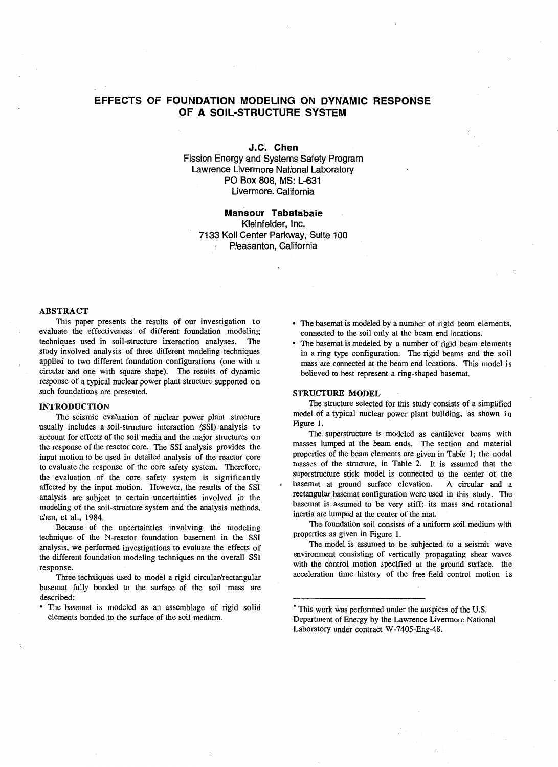# EFFECTS OF FOUNDATION MODELING ON DYNAMIC RESPONSE OF A SOIL-STRUCTURE SYSTEM

**J.C. Chen**
Fission Energy and Systems Safety Program
Lawrence Livermore National Laboratory
PO Box 808, MS: L-631
Livermore, California

**Mansour Tabatabaie**
Kleinfelder, Inc.
7133 Koll Center Parkway, Suite 100
Pleasanton, California

## ABSTRACT

This paper presents the results of our investigation to evaluate the effectiveness of different foundation modeling techniques used in soil-structure interaction analyses. The study involved analysis of three different modeling techniques applied to two different foundation configurations (one with a circular and one with square shape). The results of dynamic response of a typical nuclear power plant structure supported on such foundations are presented.

## INTRODUCTION

The seismic evaluation of nuclear power plant structure usually includes a soil-structure interaction (SSI) analysis to account for effects of the soil media and the major structures on the response of the reactor core. The SSI analysis provides the input motion to be used in detailed analysis of the reactor core to evaluate the response of the core safety system. Therefore, the evaluation of the core safety system is significantly affected by the input motion. However, the results of the SSI analysis are subject to certain uncertainties involved in the modeling of the soil-structure system and the analysis methods, chen, et al., 1984.

Because of the uncertainties involving the modeling technique of the N-reactor foundation basement in the SSI analysis, we performed investigations to evaluate the effects of the different foundation modeling techniques on the overall SSI response.

Three techniques used to model a rigid circular/rectangular basemat fully bonded to the surface of the soil mass are described:

- The basemat is modeled as an assemblage of rigid solid elements bonded to the surface of the soil medium.
- The basemat is modeled by a number of rigid beam elements, connected to the soil only at the beam end locations.
- The basemat is modeled by a number of rigid beam elements in a ring type configuration. The rigid beams and the soil mass are connected at the beam end locations. This model is believed to best represent a ring-shaped basemat.

## STRUCTURE MODEL

The structure selected for this study consists of a simplified model of a typical nuclear power plant building, as shown in Figure 1.

The superstructure is modeled as cantilever beams with masses lumped at the beam ends. The section and material properties of the beam elements are given in Table 1; the nodal masses of the structure, in Table 2. It is assumed that the superstructure stick model is connected to the center of the basemat at ground surface elevation. A circular and a rectangular basemat configuration were used in this study. The basemat is assumed to be very stiff; its mass and rotational inertia are lumped at the center of the mat.

The foundation soil consists of a uniform soil medium with properties as given in Figure 1.

The model is assumed to be subjected to a seismic wave environment consisting of vertically propagating shear waves with the control motion specified at the ground surface. the acceleration time history of the free-field control motion is

---

* This work was performed under the auspices of the U.S. Department of Energy by the Lawrence Livermore National Laboratory under contract W-7405-Eng-48.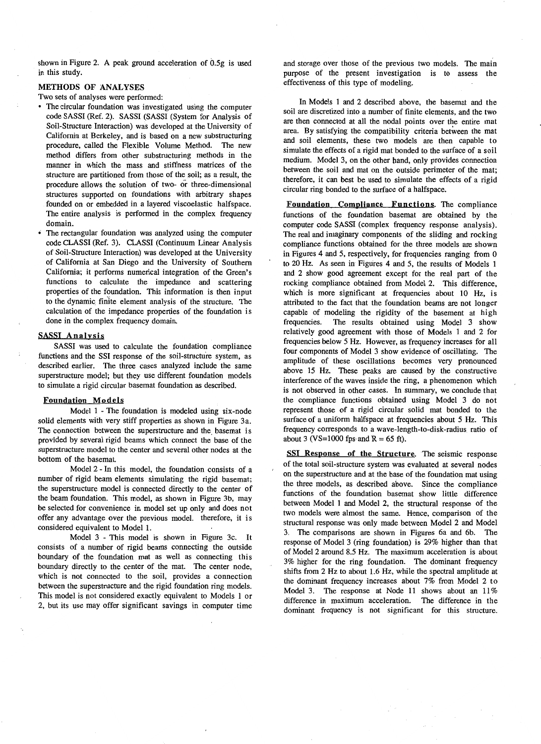shown in Figure 2. A peak ground acceleration of 0.5g is used in this study.

## METHODS OF ANALYSES

Two sets of analyses were performed:

- The circular foundation was investigated using the computer code SASSI (Ref. 2). SASSI (SASSI (System for Analysis of Soil-Structure Interaction) was developed at the University of California at Berkeley, and is based on a new substructuring procedure, called the Flexible Volume Method. The new method differs from other substructuring methods in the manner in which the mass and stiffness matrices of the structure are partitioned from those of the soil; as a result, the procedure allows the solution of two- or three-dimensional structures supported on foundations with arbitrary shapes founded on or embedded in a layered viscoelastic halfspace. The entire analysis is performed in the complex frequency domain.
- The rectangular foundation was analyzed using the computer code CLASSI (Ref. 3). CLASSI (Continuum Linear Analysis of Soil-Structure Interaction) was developed at the University of California at San Diego and the University of Southern California; it performs numerical integration of the Green's functions to calculate the impedance and scattering properties of the foundation. This information is then input to the dynamic finite element analysis of the structure. The calculation of the impedance properties of the foundation is done in the complex frequency domain.

### SASSI Analysis

SASSI was used to calculate the foundation compliance functions and the SSI response of the soil-structure system, as described earlier. The three cases analyzed include the same superstructure model; but they use different foundation models to simulate a rigid circular basemat foundation as described.

#### Foundation Models

Model 1 - The foundation is modeled using six-node solid elements with very stiff properties as shown in Figure 3a. The connection between the superstructure and the basemat is provided by several rigid beams which connect the base of the superstructure model to the center and several other nodes at the bottom of the basemat.

Model 2 - In this model, the foundation consists of a number of rigid beam elements simulating the rigid basemat; the superstructure model is connected directly to the center of the beam foundation. This model, as shown in Figure 3b, may be selected for convenience in model set up only and does not offer any advantage over the previous model. therefore, it is considered equivalent to Model 1.

Model 3 - This model is shown in Figure 3c. It consists of a number of rigid beams connecting the outside boundary of the foundation mat as well as connecting this boundary directly to the center of the mat. The center node, which is not connected to the soil, provides a connection between the superstructure and the rigid foundation ring models. This model is not considered exactly equivalent to Models 1 or 2, but its use may offer significant savings in computer time and storage over those of the previous two models. The main purpose of the present investigation is to assess the effectiveness of this type of modeling.

In Models 1 and 2 described above, the basemat and the soil are discretized into a number of finite elements, and the two are then connected at all the nodal points over the entire mat area. By satisfying the compatibility criteria between the mat and soil elements, these two models are then capable to simulate the effects of a rigid mat bonded to the surface of a soil medium. Model 3, on the other hand, only provides connection between the soil and mat on the outside perimeter of the mat; therefore, it can best be used to simulate the effects of a rigid circular ring bonded to the surface of a halfspace.

**Foundation Compliance Functions.** The compliance functions of the foundation basemat are obtained by the computer code SASSI (complex frequency response analysis). The real and imaginary components of the sliding and rocking compliance functions obtained for the three models are shown in Figures 4 and 5, respectively, for frequencies ranging from 0 to 20 Hz. As seen in Figures 4 and 5, the results of Models 1 and 2 show good agreement except for the real part of the rocking compliance obtained from Model 2. This difference, which is more significant at frequencies about 10 Hz, is attributed to the fact that the foundation beams are not longer capable of modeling the rigidity of the basement at high frequencies. The results obtained using Model 3 show relatively good agreement with those of Models 1 and 2 for frequencies below 5 Hz. However, as frequency increases for all four components of Model 3 show evidence of oscillating. The amplitude of these oscillations becomes very pronounced above 15 Hz. These peaks are caused by the constructive interference of the waves inside the ring, a phenomenon which is not observed in other cases. In summary, we conclude that the compliance functions obtained using Model 3 do not represent those of a rigid circular solid mat bonded to the surface of a uniform halfspace at frequencies about 5 Hz. This frequency corresponds to a wave-length-to-disk-radius ratio of about 3 (VS=1000 fps and R = 65 ft).

**SSI Response of the Structure.** The seismic response of the total soil-structure system was evaluated at several nodes on the superstructure and at the base of the foundation mat using the three models, as described above. Since the compliance functions of the foundation basemat show little difference between Model 1 and Model 2, the structural response of the two models were almost the same. Hence, comparison of the structural response was only made between Model 2 and Model 3. The comparisons are shown in Figures 6a and 6b. The response of Model 3 (ring foundation) is 29% higher than that of Model 2 around 8.5 Hz. The maximum acceleration is about 3% higher for the ring foundation. The dominant frequency shifts from 2 Hz to about 1.6 Hz, while the spectral amplitude at the dominant frequency increases about 7% from Model 2 to Model 3. The response at Node 11 shows about an 11% difference in maximum acceleration. The difference in the dominant frequency is not significant for this structure.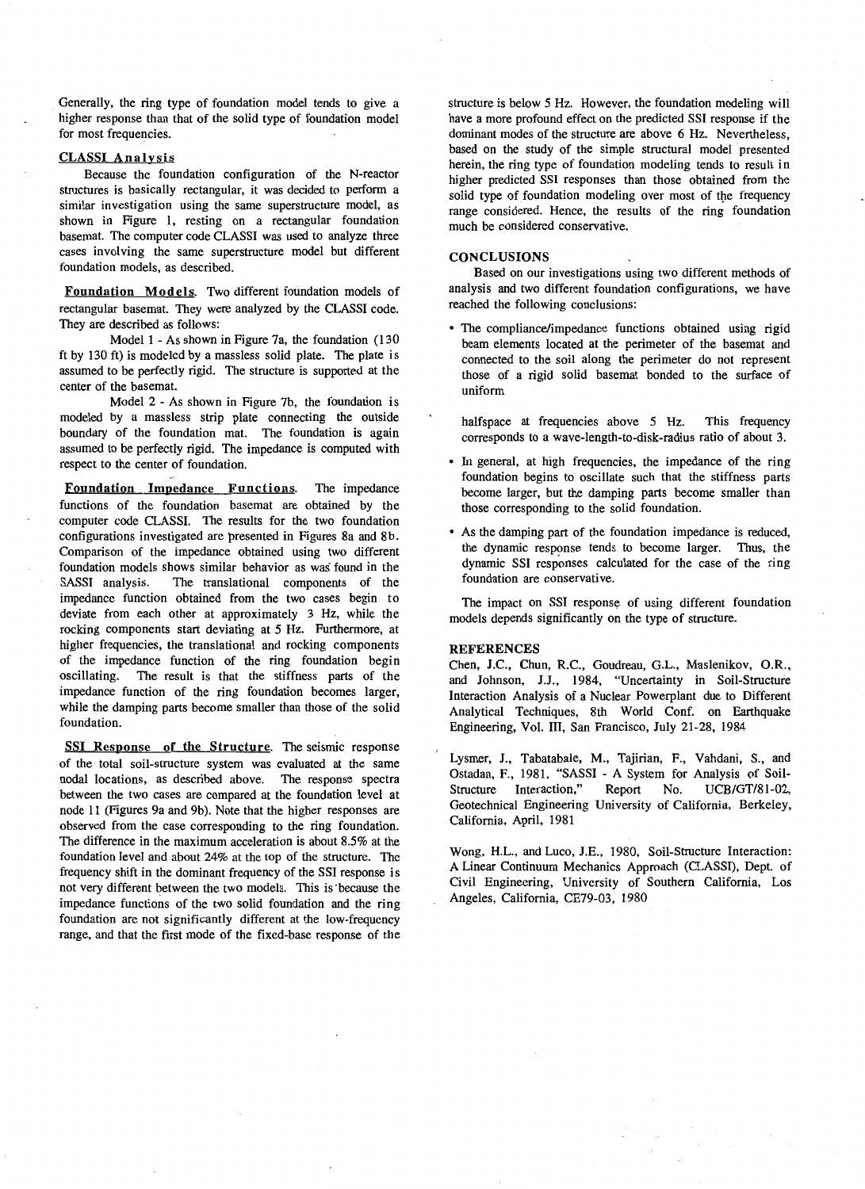Generally, the ring type of foundation model tends to give a higher response than that of the solid type of foundation model for most frequencies.

### CLASSI Analysis

Because the foundation configuration of the N-reactor structures is basically rectangular, it was decided to perform a similar investigation using the same superstructure model, as shown in Figure 1, resting on a rectangular foundation basemat. The computer code CLASSI was used to analyze three cases involving the same superstructure model but different foundation models, as described.

**Foundation Models**. Two different foundation models of rectangular basemat. They were analyzed by the CLASSI code. They are described as follows:

Model 1 - As shown in Figure 7a, the foundation (130 ft by 130 ft) is modeled by a massless solid plate. The plate is assumed to be perfectly rigid. The structure is supported at the center of the basemat.

Model 2 - As shown in Figure 7b, the foundation is modeled by a massless strip plate connecting the outside boundary of the foundation mat. The foundation is again assumed to be perfectly rigid. The impedance is computed with respect to the center of foundation.

**Foundation Impedance Functions**. The impedance functions of the foundation basemat are obtained by the computer code CLASSI. The results for the two foundation configurations investigated are presented in Figures 8a and 8b. Comparison of the impedance obtained using two different foundation models shows similar behavior as was found in the SASSI analysis. The translational components of the impedance function obtained from the two cases begin to deviate from each other at approximately 3 Hz, while the rocking components start deviating at 5 Hz. Furthermore, at higher frequencies, the translational and rocking components of the impedance function of the ring foundation begin oscillating. The result is that the stiffness parts of the impedance function of the ring foundation becomes larger, while the damping parts become smaller than those of the solid foundation.

**SSI Response of the Structure**. The seismic response of the total soil-structure system was evaluated at the same nodal locations, as described above. The response spectra between the two cases are compared at the foundation level at node 11 (Figures 9a and 9b). Note that the higher responses are observed from the case corresponding to the ring foundation. The difference in the maximum acceleration is about 8.5% at the foundation level and about 24% at the top of the structure. The frequency shift in the dominant frequency of the SSI response is not very different between the two models. This is because the impedance functions of the two solid foundation and the ring foundation are not significantly different at the low-frequency range, and that the first mode of the fixed-base response of the structure is below 5 Hz. However, the foundation modeling will have a more profound effect on the predicted SSI response if the dominant modes of the structure are above 6 Hz. Nevertheless, based on the study of the simple structural model presented herein, the ring type of foundation modeling tends to result in higher predicted SSI responses than those obtained from the solid type of foundation modeling over most of the frequency range considered. Hence, the results of the ring foundation much be considered conservative.

## CONCLUSIONS

Based on our investigations using two different methods of analysis and two different foundation configurations, we have reached the following conclusions:

- The compliance/impedance functions obtained using rigid beam elements located at the perimeter of the basemat and connected to the soil along the perimeter do not represent those of a rigid solid basemat bonded to the surface of uniform

  halfspace at frequencies above 5 Hz. This frequency corresponds to a wave-length-to-disk-radius ratio of about 3.

- In general, at high frequencies, the impedance of the ring foundation begins to oscillate such that the stiffness parts become larger, but the damping parts become smaller than those corresponding to the solid foundation.

- As the damping part of the foundation impedance is reduced, the dynamic response tends to become larger. Thus, the dynamic SSI responses calculated for the case of the ring foundation are conservative.

The impact on SSI response of using different foundation models depends significantly on the type of structure.

## REFERENCES

Chen, J.C., Chun, R.C., Goudreau, G.L., Maslenikov, O.R., and Johnson, J.J., 1984, "Uncertainty in Soil-Structure Interaction Analysis of a Nuclear Powerplant due to Different Analytical Techniques, 8th World Conf. on Earthquake Engineering, Vol. III, San Francisco, July 21-28, 1984

Lysmer, J., Tabatabaie, M., Tajirian, F., Vahdani, S., and Ostadan, F., 1981, "SASSI - A System for Analysis of Soil-Structure Interaction," Report No. UCB/GT/81-02, Geotechnical Engineering University of California, Berkeley, California, April, 1981

Wong, H.L., and Luco, J.E., 1980, Soil-Structure Interaction: A Linear Continuum Mechanics Approach (CLASSI), Dept. of Civil Engineering, University of Southern California, Los Angeles, California, CE79-03, 1980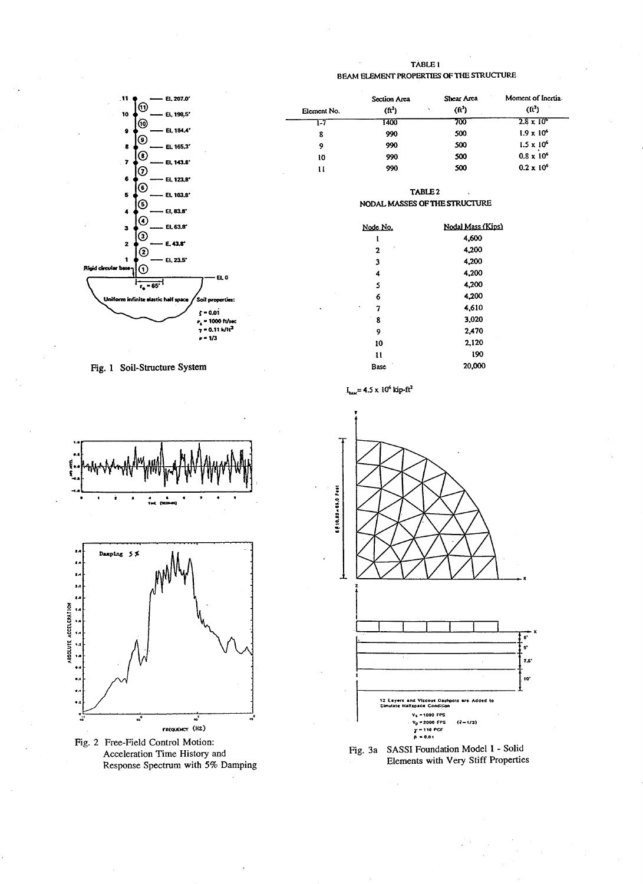TABLE 1
BEAM ELEMENT PROPERTIES OF THE STRUCTURE

| Element No. | Section Area ($ft^2$) | Shear Area ($ft^2$) | Moment of Inertia ($ft^4$) |
|---|---|---|---|
| 1-7 | 1400 | 700 | $2.8 \times 10^6$ |
| 8 | 990 | 500 | $1.9 \times 10^6$ |
| 9 | 990 | 500 | $1.5 \times 10^6$ |
| 10 | 990 | 500 | $0.8 \times 10^6$ |
| 11 | 990 | 500 | $0.2 \times 10^6$ |

TABLE 2
NODAL MASSES OF THE STRUCTURE

| Node No. | Nodal Mass (Kips) |
|---|---|
| 1 | 4,600 |
| 2 | 4,200 |
| 3 | 4,200 |
| 4 | 4,200 |
| 5 | 4,200 |
| 6 | 4,200 |
| 7 | 4,610 |
| 8 | 3,020 |
| 9 | 2,470 |
| 10 | 2,120 |
| 11 | 190 |
| Base | 20,000 |

$I_{base} = 4.5 \times 10^6$ kip-ft$^2$

Fig. 1 Soil-Structure System

Fig. 2 Free-Field Control Motion: Acceleration Time History and Response Spectrum with 5% Damping

Fig. 3a SASSI Foundation Model 1 - Solid Elements with Very Stiff Properties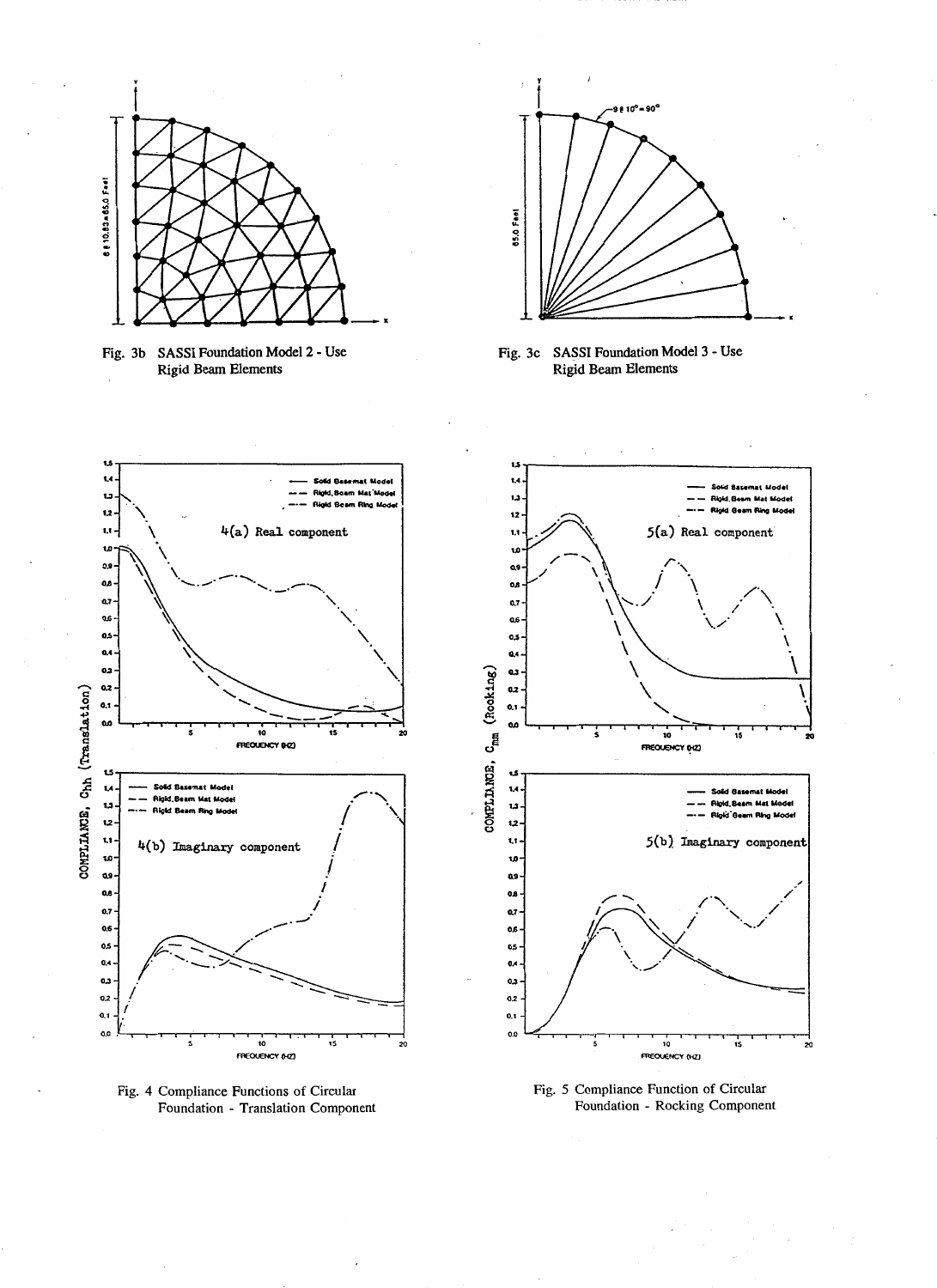Fig. 3b SASSI Foundation Model 2 - Use Rigid Beam Elements

Fig. 3c SASSI Foundation Model 3 - Use Rigid Beam Elements

Fig. 4 Compliance Functions of Circular Foundation - Translation Component

Fig. 5 Compliance Function of Circular Foundation - Rocking Component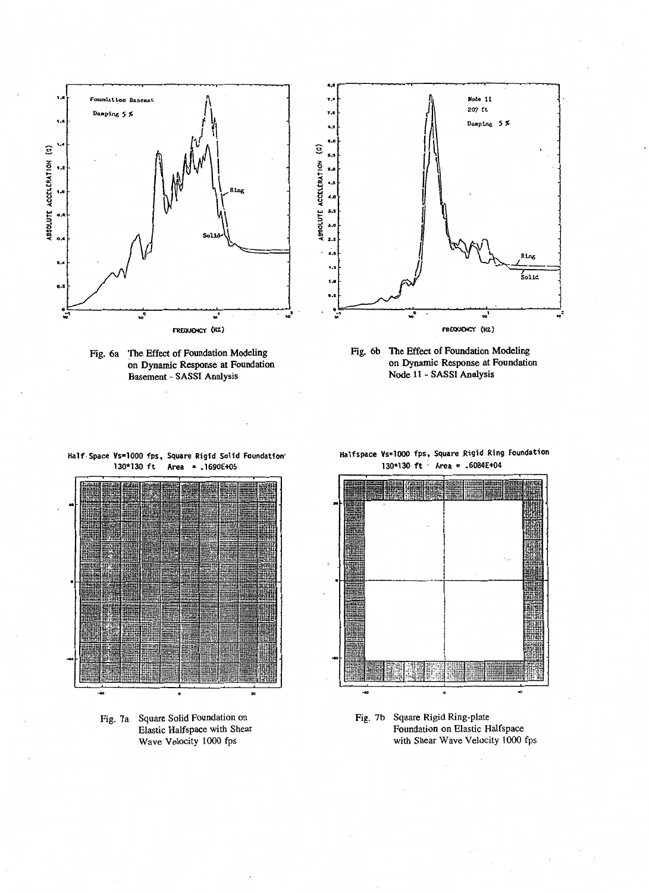Fig. 6a The Effect of Foundation Modeling on Dynamic Response at Foundation Basement - SASSI Analysis

Fig. 6b The Effect of Foundation Modeling on Dynamic Response at Foundation Node 11 - SASSI Analysis

Half-Space Vs=1000 fps, Square Rigid Solid Foundation 130*130 ft Area = .1690E+05

Fig. 7a Square Solid Foundation on Elastic Halfspace with Shear Wave Velocity 1000 fps

Halfspace Vs=1000 fps, Square Rigid Ring Foundation 130*130 ft Area = .6084E+04

Fig. 7b Square Rigid Ring-plate Foundation on Elastic Halfspace with Shear Wave Velocity 1000 fps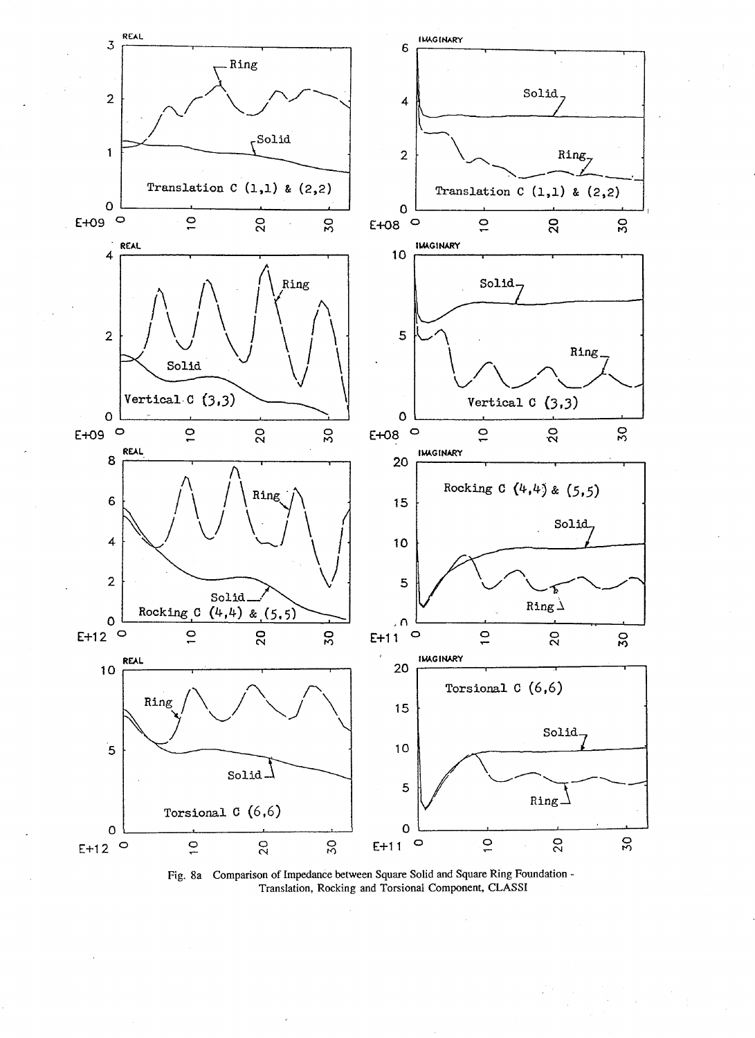Fig. 8a Comparison of Impedance between Square Solid and Square Ring Foundation - Translation, Rocking and Torsional Component, CLASSI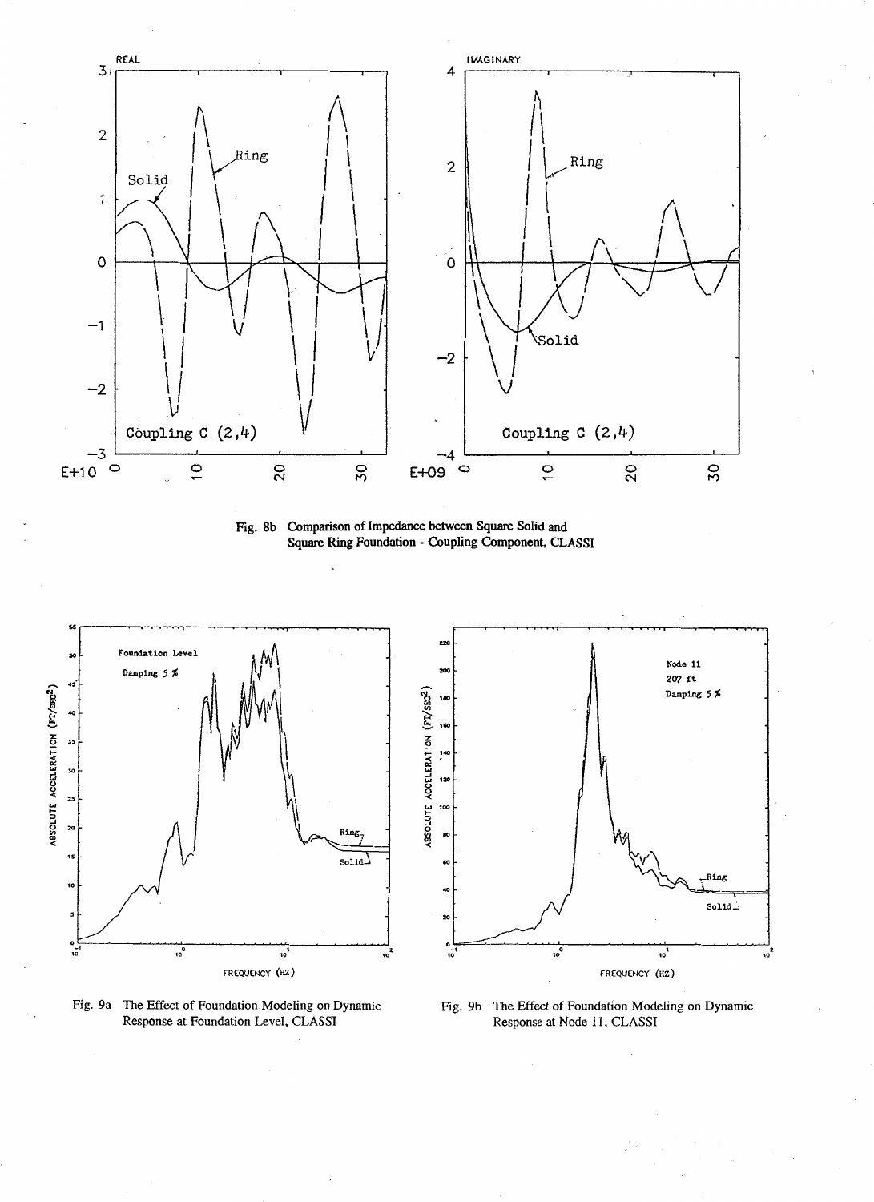REAL

3
2
1
0
−1
−2
−3
E+10

0 10 20 30

Ring

Solid

Coupling C (2,4)

IMAGINARY

4
2
0
−2
−4
E+09

0 10 20 30

Ring

Solid

Coupling C (2,4)

Fig. 8b Comparison of Impedance between Square Solid and Square Ring Foundation - Coupling Component, CLASSI

Foundation Level

Damping 5 %

ABSOLUTE ACCELERATION (FT/SEC$^2$)

55 50 45 40 35 30 25 20 15 10 5 0

$10^{-1}$ $10^{0}$ $10^{1}$ $10^{2}$

FREQUENCY (HZ)

Ring

Solid

Node 11

207 ft

Damping 5 %

ABSOLUTE ACCELERATION (FT/SEC$^2$)

220 200 180 160 140 120 100 80 60 40 20 0

$10^{-1}$ $10^{0}$ $10^{1}$ $10^{2}$

FREQUENCY (HZ)

Ring

Solid

Fig. 9a The Effect of Foundation Modeling on Dynamic Response at Foundation Level, CLASSI

Fig. 9b The Effect of Foundation Modeling on Dynamic Response at Node 11, CLASSI